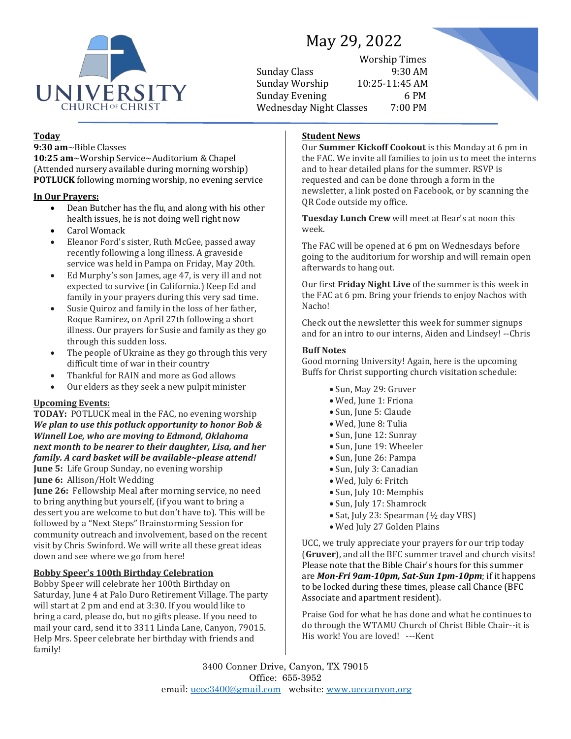UNIVERSITY CHURCH OF CHRIST

# May 29, 2022

| | Worship Times |
|---|---|
| Sunday Class | 9:30 AM |
| Sunday Worship | 10:25-11:45 AM |
| Sunday Evening | 6 PM |
| Wednesday Night Classes | 7:00 PM |

## Today

**9:30 am**~Bible Classes
**10:25 am**~Worship Service~Auditorium & Chapel
(Attended nursery available during morning worship)
**POTLUCK** following morning worship, no evening service

## In Our Prayers:

- Dean Butcher has the flu, and along with his other health issues, he is not doing well right now
- Carol Womack
- Eleanor Ford's sister, Ruth McGee, passed away recently following a long illness. A graveside service was held in Pampa on Friday, May 20th.
- Ed Murphy's son James, age 47, is very ill and not expected to survive (in California.) Keep Ed and family in your prayers during this very sad time.
- Susie Quiroz and family in the loss of her father, Roque Ramirez, on April 27th following a short illness. Our prayers for Susie and family as they go through this sudden loss.
- The people of Ukraine as they go through this very difficult time of war in their country
- Thankful for RAIN and more as God allows
- Our elders as they seek a new pulpit minister

## Upcoming Events:

**TODAY:** POTLUCK meal in the FAC, no evening worship
***We plan to use this potluck opportunity to honor Bob & Winnell Loe, who are moving to Edmond, Oklahoma next month to be nearer to their daughter, Lisa, and her family. A card basket will be available~please attend!***
**June 5:** Life Group Sunday, no evening worship
**June 6:** Allison/Holt Wedding
**June 26:** Fellowship Meal after morning service, no need to bring anything but yourself, (if you want to bring a dessert you are welcome to but don't have to). This will be followed by a "Next Steps" Brainstorming Session for community outreach and involvement, based on the recent visit by Chris Swinford. We will write all these great ideas down and see where we go from here!

## Bobby Speer's 100th Birthday Celebration

Bobby Speer will celebrate her 100th Birthday on Saturday, June 4 at Palo Duro Retirement Village. The party will start at 2 pm and end at 3:30. If you would like to bring a card, please do, but no gifts please. If you need to mail your card, send it to 3311 Linda Lane, Canyon, 79015. Help Mrs. Speer celebrate her birthday with friends and family!

## Student News

Our **Summer Kickoff Cookout** is this Monday at 6 pm in the FAC. We invite all families to join us to meet the interns and to hear detailed plans for the summer. RSVP is requested and can be done through a form in the newsletter, a link posted on Facebook, or by scanning the QR Code outside my office.

**Tuesday Lunch Crew** will meet at Bear's at noon this week.

The FAC will be opened at 6 pm on Wednesdays before going to the auditorium for worship and will remain open afterwards to hang out.

Our first **Friday Night Live** of the summer is this week in the FAC at 6 pm. Bring your friends to enjoy Nachos with Nacho!

Check out the newsletter this week for summer signups and for an intro to our interns, Aiden and Lindsey! --Chris

## Buff Notes

Good morning University! Again, here is the upcoming Buffs for Christ supporting church visitation schedule:

- Sun, May 29: Gruver
- Wed, June 1: Friona
- Sun, June 5: Claude
- Wed, June 8: Tulia
- Sun, June 12: Sunray
- Sun, June 19: Wheeler
- Sun, June 26: Pampa
- Sun, July 3: Canadian
- Wed, July 6: Fritch
- Sun, July 10: Memphis
- Sun, July 17: Shamrock
- Sat, July 23: Spearman (½ day VBS)
- Wed July 27 Golden Plains

UCC, we truly appreciate your prayers for our trip today (**Gruver**), and all the BFC summer travel and church visits! Please note that the Bible Chair's hours for this summer are ***Mon-Fri 9am-10pm, Sat-Sun 1pm-10pm***; if it happens to be locked during these times, please call Chance (BFC Associate and apartment resident).

Praise God for what he has done and what he continues to do through the WTAMU Church of Christ Bible Chair--it is His work! You are loved! ---Kent

3400 Conner Drive, Canyon, TX 79015
Office: 655-3952
email: ucoc3400@gmail.com website: www.ucccanyon.org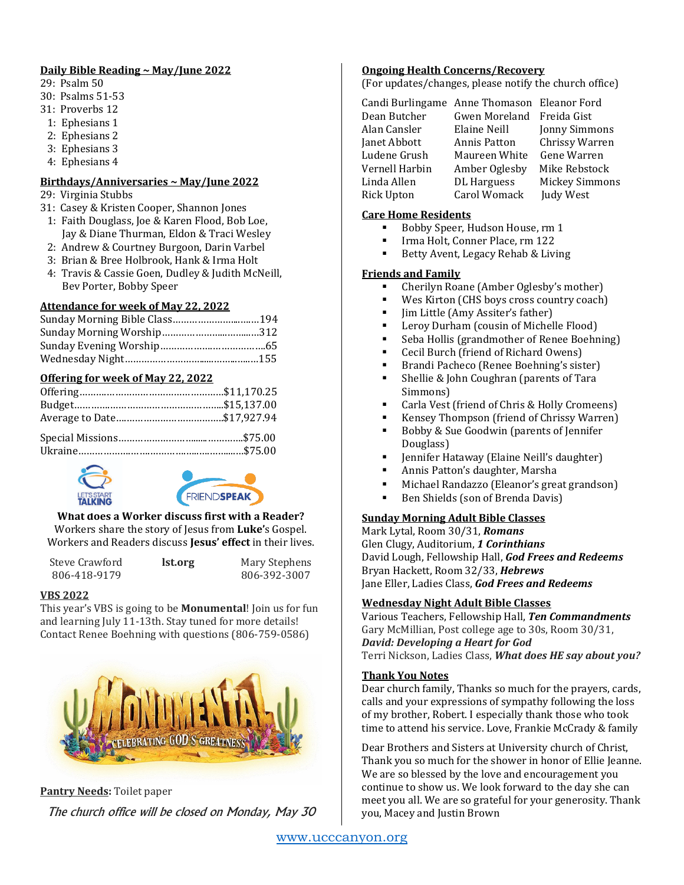## Daily Bible Reading ~ May/June 2022

29: Psalm 50
30: Psalms 51-53
31: Proverbs 12
1: Ephesians 1
2: Ephesians 2
3: Ephesians 3
4: Ephesians 4

## Birthdays/Anniversaries ~ May/June 2022

29: Virginia Stubbs
31: Casey & Kristen Cooper, Shannon Jones
1: Faith Douglass, Joe & Karen Flood, Bob Loe, Jay & Diane Thurman, Eldon & Traci Wesley
2: Andrew & Courtney Burgoon, Darin Varbel
3: Brian & Bree Holbrook, Hank & Irma Holt
4: Travis & Cassie Goen, Dudley & Judith McNeill, Bev Porter, Bobby Speer

## Attendance for week of May 22, 2022

Sunday Morning Bible Class....194
Sunday Morning Worship....312
Sunday Evening Worship....65
Wednesday Night....155

## Offering for week of May 22, 2022

Offering....$11,170.25
Budget....$15,137.00
Average to Date....$17,927.94

Special Missions....$75.00
Ukraine....$75.00

LET'S START TALKING

FRIENDSPEAK

**What does a Worker discuss first with a Reader?**
Workers share the story of Jesus from **Luke'**s Gospel.
Workers and Readers discuss **Jesus' effect** in their lives.

| | | |
|---|---|---|
| Steve Crawford 806-418-9179 | **lst.org** | Mary Stephens 806-392-3007 |

## VBS 2022

This year's VBS is going to be **Monumental**! Join us for fun and learning July 11-13th. Stay tuned for more details! Contact Renee Boehning with questions (806-759-0586)

MONUMENTAL CELEBRATING GOD'S GREATNESS

**Pantry Needs:** Toilet paper

*The church office will be closed on Monday, May 30*

## Ongoing Health Concerns/Recovery

(For updates/changes, please notify the church office)

| | | |
|---|---|---|
| Candi Burlingame | Anne Thomason | Eleanor Ford |
| Dean Butcher | Gwen Moreland | Freida Gist |
| Alan Cansler | Elaine Neill | Jonny Simmons |
| Janet Abbott | Annis Patton | Chrissy Warren |
| Ludene Grush | Maureen White | Gene Warren |
| Vernell Harbin | Amber Oglesby | Mike Rebstock |
| Linda Allen | DL Harguess | Mickey Simmons |
| Rick Upton | Carol Womack | Judy West |

## Care Home Residents

- Bobby Speer, Hudson House, rm 1
- Irma Holt, Conner Place, rm 122
- Betty Avent, Legacy Rehab & Living

## Friends and Family

- Cherilyn Roane (Amber Oglesby's mother)
- Wes Kirton (CHS boys cross country coach)
- Jim Little (Amy Assiter's father)
- Leroy Durham (cousin of Michelle Flood)
- Seba Hollis (grandmother of Renee Boehning)
- Cecil Burch (friend of Richard Owens)
- Brandi Pacheco (Renee Boehning's sister)
- Shellie & John Coughran (parents of Tara Simmons)
- Carla Vest (friend of Chris & Holly Cromeens)
- Kensey Thompson (friend of Chrissy Warren)
- Bobby & Sue Goodwin (parents of Jennifer Douglass)
- Jennifer Hataway (Elaine Neill's daughter)
- Annis Patton's daughter, Marsha
- Michael Randazzo (Eleanor's great grandson)
- Ben Shields (son of Brenda Davis)

## Sunday Morning Adult Bible Classes

Mark Lytal, Room 30/31, ***Romans***
Glen Clugy, Auditorium, ***1 Corinthians***
David Lough, Fellowship Hall, ***God Frees and Redeems***
Bryan Hackett, Room 32/33, ***Hebrews***
Jane Eller, Ladies Class, ***God Frees and Redeems***

## Wednesday Night Adult Bible Classes

Various Teachers, Fellowship Hall, ***Ten Commandments***
Gary McMillian, Post college age to 30s, Room 30/31, ***David: Developing a Heart for God***
Terri Nickson, Ladies Class, ***What does HE say about you?***

## Thank You Notes

Dear church family, Thanks so much for the prayers, cards, calls and your expressions of sympathy following the loss of my brother, Robert. I especially thank those who took time to attend his service. Love, Frankie McCrady & family

Dear Brothers and Sisters at University church of Christ, Thank you so much for the shower in honor of Ellie Jeanne. We are so blessed by the love and encouragement you continue to show us. We look forward to the day she can meet you all. We are so grateful for your generosity. Thank you, Macey and Justin Brown

www.ucccanyon.org